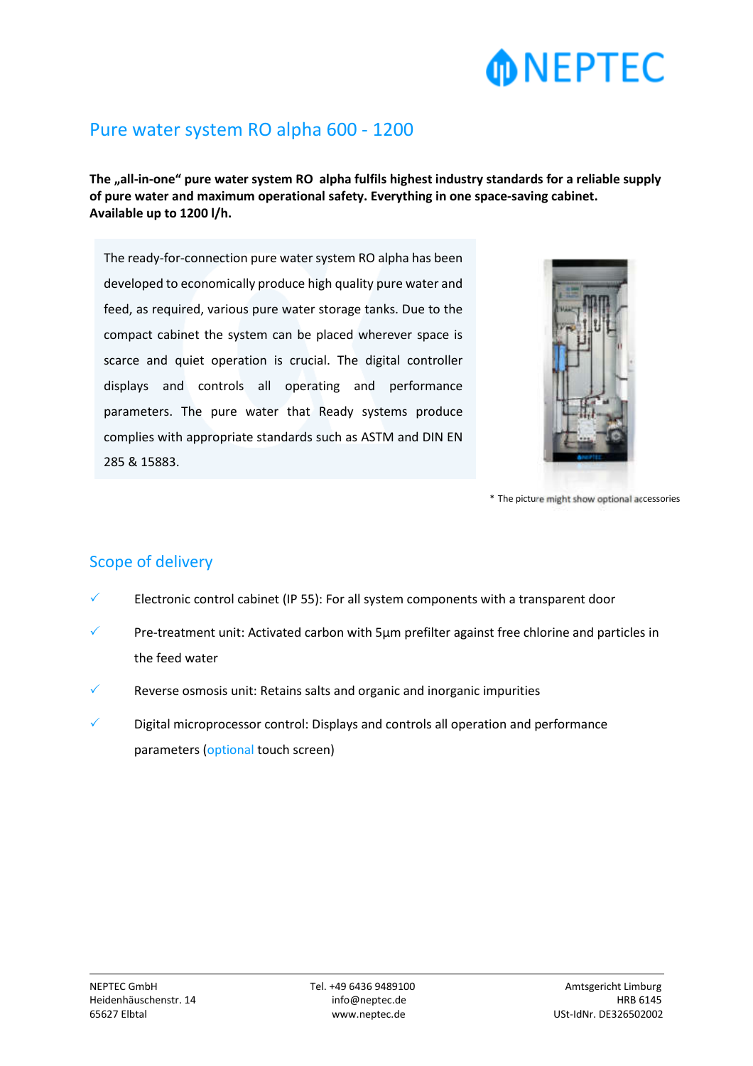# Pure water system RO alpha 600 - 1200

**The „all-in-one" pure water system RO alpha fulfils highest industry standards for a reliable supply of pure water and maximum operational safety. Everything in one space-saving cabinet. Available up to 1200 l/h.**

The ready-for-connection pure water system RO alpha has been developed to economically produce high quality pure water and feed, as required, various pure water storage tanks. Due to the compact cabinet the system can be placed wherever space is scarce and quiet operation is crucial. The digital controller displays and controls all operating and performance parameters. The pure water that Ready systems produce complies with appropriate standards such as ASTM and DIN EN 285 & 15883.

\* The picture might show optional accessories

## Scope of delivery

- ✓ Electronic control cabinet (IP 55): For all system components with a transparent door
- ✓ Pre-treatment unit: Activated carbon with 5µm prefilter against free chlorine and particles in the feed water
- ✓ Reverse osmosis unit: Retains salts and organic and inorganic impurities
- ✓ Digital microprocessor control: Displays and controls all operation and performance parameters (optional touch screen)

NEPTEC GmbH
Heidenhäuschenstr. 14
65627 Elbtal

Tel. +49 6436 9489100
info@neptec.de
www.neptec.de

Amtsgericht Limburg
HRB 6145
USt-IdNr. DE326502002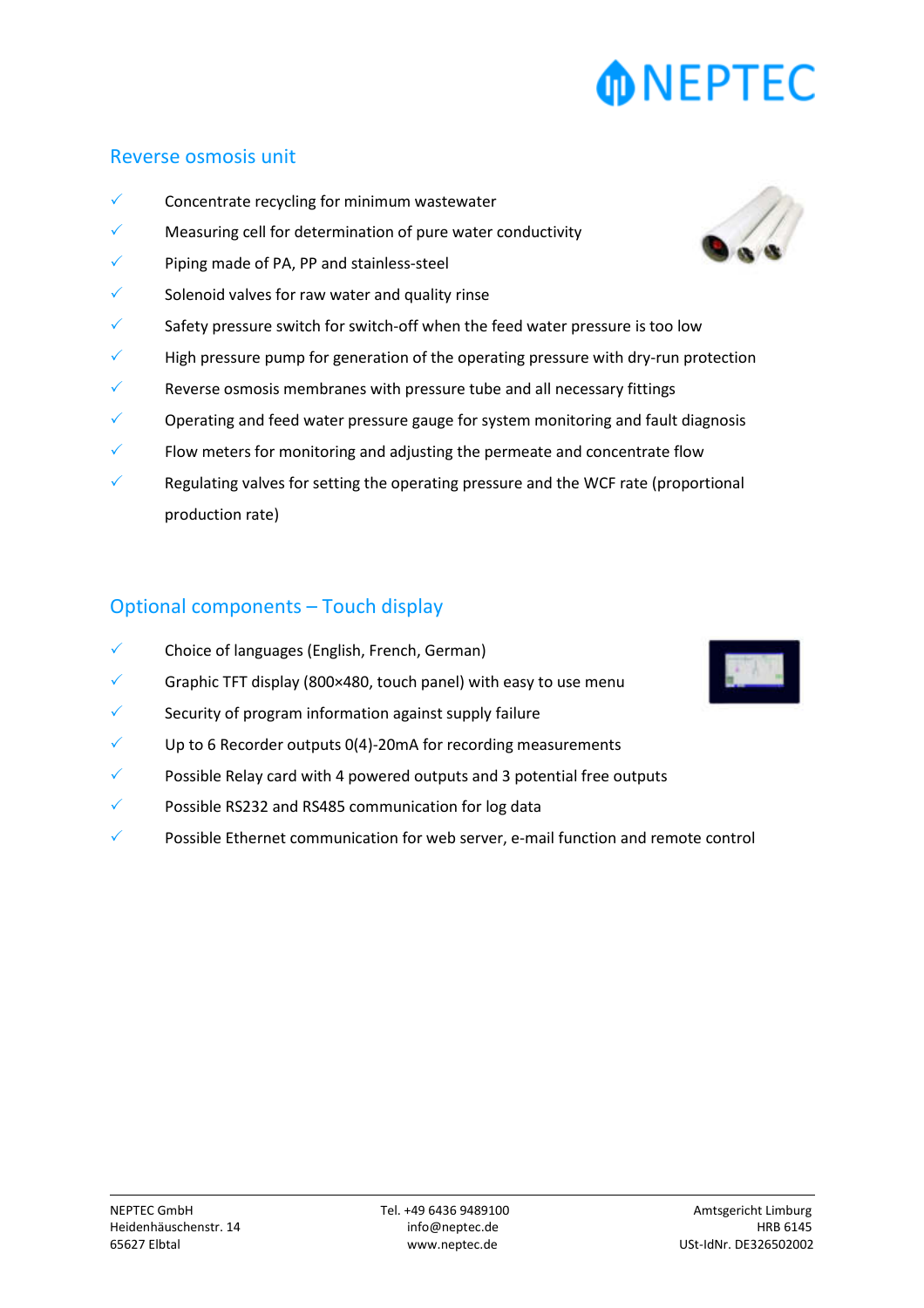## Reverse osmosis unit

- ✓ Concentrate recycling for minimum wastewater
- ✓ Measuring cell for determination of pure water conductivity
- ✓ Piping made of PA, PP and stainless-steel
- ✓ Solenoid valves for raw water and quality rinse
- ✓ Safety pressure switch for switch-off when the feed water pressure is too low
- ✓ High pressure pump for generation of the operating pressure with dry-run protection
- ✓ Reverse osmosis membranes with pressure tube and all necessary fittings
- ✓ Operating and feed water pressure gauge for system monitoring and fault diagnosis
- ✓ Flow meters for monitoring and adjusting the permeate and concentrate flow
- ✓ Regulating valves for setting the operating pressure and the WCF rate (proportional production rate)

## Optional components – Touch display

- ✓ Choice of languages (English, French, German)
- ✓ Graphic TFT display (800×480, touch panel) with easy to use menu
- ✓ Security of program information against supply failure
- ✓ Up to 6 Recorder outputs 0(4)-20mA for recording measurements
- ✓ Possible Relay card with 4 powered outputs and 3 potential free outputs
- ✓ Possible RS232 and RS485 communication for log data
- ✓ Possible Ethernet communication for web server, e-mail function and remote control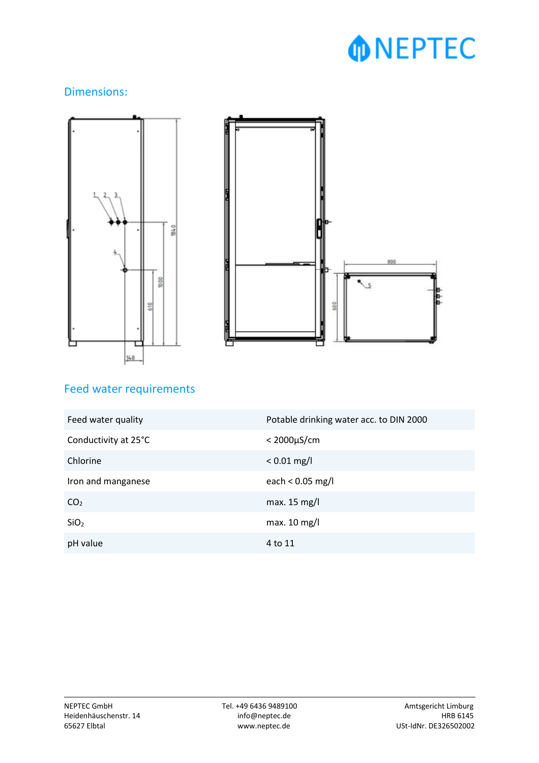## Dimensions:

## Feed water requirements

| Feed water quality | Potable drinking water acc. to DIN 2000 |
|---|---|
| Conductivity at 25°C | < 2000µS/cm |
| Chlorine | < 0.01 mg/l |
| Iron and manganese | each < 0.05 mg/l |
| $CO_2$ | max. 15 mg/l |
| $SiO_2$ | max. 10 mg/l |
| pH value | 4 to 11 |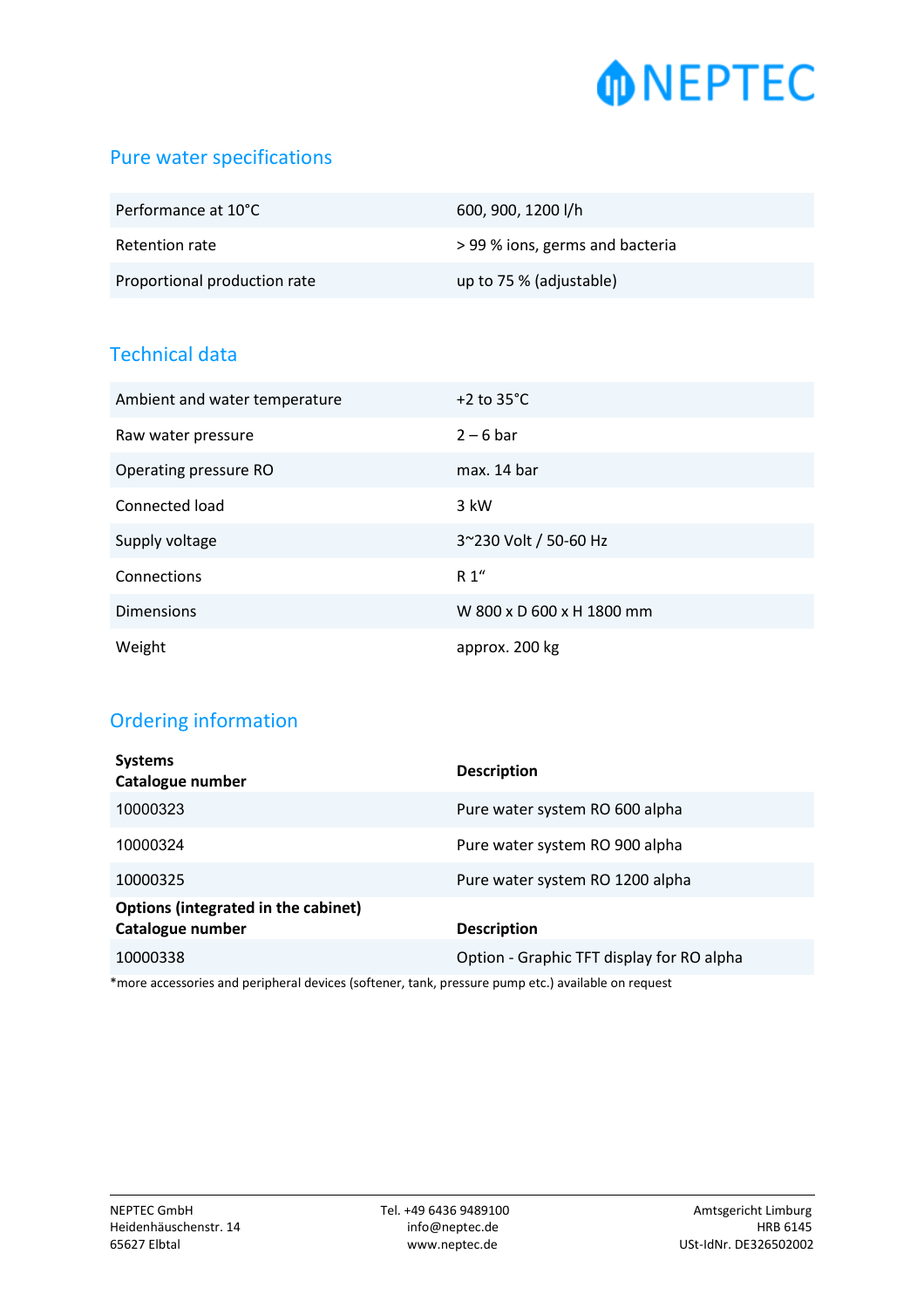## Pure water specifications

| | |
|---|---|
| Performance at 10°C | 600, 900, 1200 l/h |
| Retention rate | > 99 % ions, germs and bacteria |
| Proportional production rate | up to 75 % (adjustable) |

## Technical data

| | |
|---|---|
| Ambient and water temperature | +2 to 35°C |
| Raw water pressure | 2 – 6 bar |
| Operating pressure RO | max. 14 bar |
| Connected load | 3 kW |
| Supply voltage | 3~230 Volt / 50-60 Hz |
| Connections | R 1“ |
| Dimensions | W 800 x D 600 x H 1800 mm |
| Weight | approx. 200 kg |

## Ordering information

| **Systems**<br>**Catalogue number** | **Description** |
|---|---|
| 10000323 | Pure water system RO 600 alpha |
| 10000324 | Pure water system RO 900 alpha |
| 10000325 | Pure water system RO 1200 alpha |
| **Options (integrated in the cabinet)**<br>**Catalogue number** | **Description** |
| 10000338 | Option - Graphic TFT display for RO alpha |

*more accessories and peripheral devices (softener, tank, pressure pump etc.) available on request